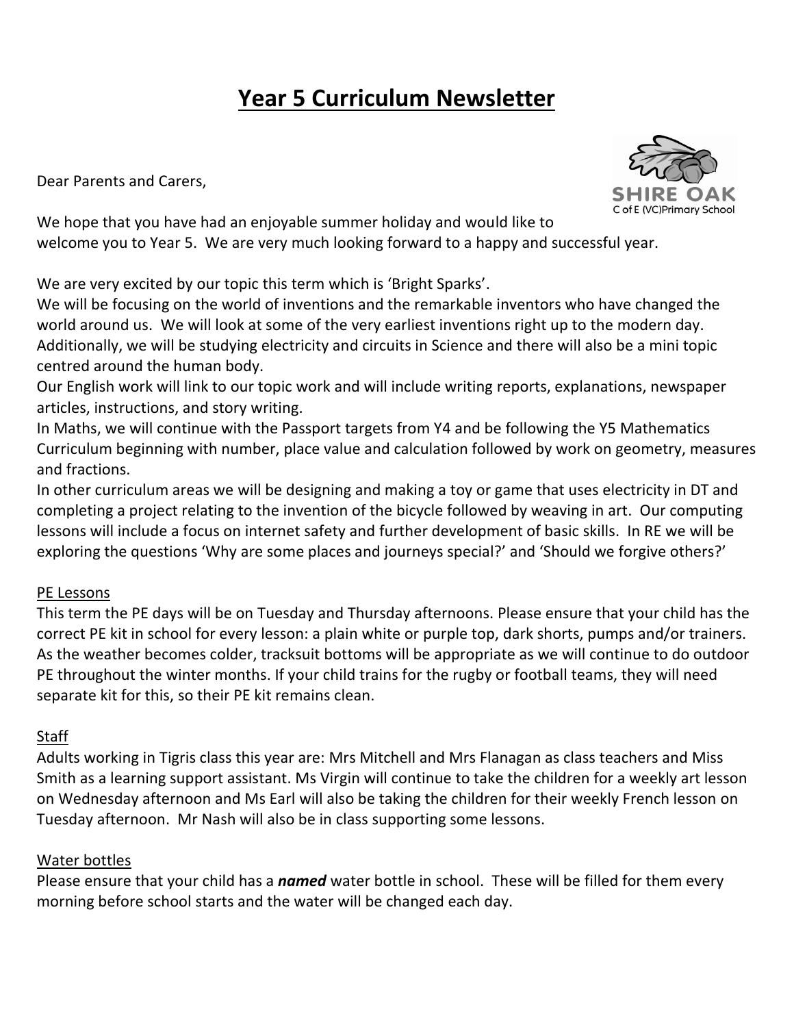# Year 5 Curriculum Newsletter

Dear Parents and Carers,

We hope that you have had an enjoyable summer holiday and would like to welcome you to Year 5. We are very much looking forward to a happy and successful year.

We are very excited by our topic this term which is 'Bright Sparks'.
We will be focusing on the world of inventions and the remarkable inventors who have changed the world around us. We will look at some of the very earliest inventions right up to the modern day. Additionally, we will be studying electricity and circuits in Science and there will also be a mini topic centred around the human body.
Our English work will link to our topic work and will include writing reports, explanations, newspaper articles, instructions, and story writing.
In Maths, we will continue with the Passport targets from Y4 and be following the Y5 Mathematics Curriculum beginning with number, place value and calculation followed by work on geometry, measures and fractions.
In other curriculum areas we will be designing and making a toy or game that uses electricity in DT and completing a project relating to the invention of the bicycle followed by weaving in art. Our computing lessons will include a focus on internet safety and further development of basic skills. In RE we will be exploring the questions 'Why are some places and journeys special?' and 'Should we forgive others?'

## PE Lessons

This term the PE days will be on Tuesday and Thursday afternoons. Please ensure that your child has the correct PE kit in school for every lesson: a plain white or purple top, dark shorts, pumps and/or trainers. As the weather becomes colder, tracksuit bottoms will be appropriate as we will continue to do outdoor PE throughout the winter months. If your child trains for the rugby or football teams, they will need separate kit for this, so their PE kit remains clean.

## Staff

Adults working in Tigris class this year are: Mrs Mitchell and Mrs Flanagan as class teachers and Miss Smith as a learning support assistant. Ms Virgin will continue to take the children for a weekly art lesson on Wednesday afternoon and Ms Earl will also be taking the children for their weekly French lesson on Tuesday afternoon. Mr Nash will also be in class supporting some lessons.

## Water bottles

Please ensure that your child has a ***named*** water bottle in school. These will be filled for them every morning before school starts and the water will be changed each day.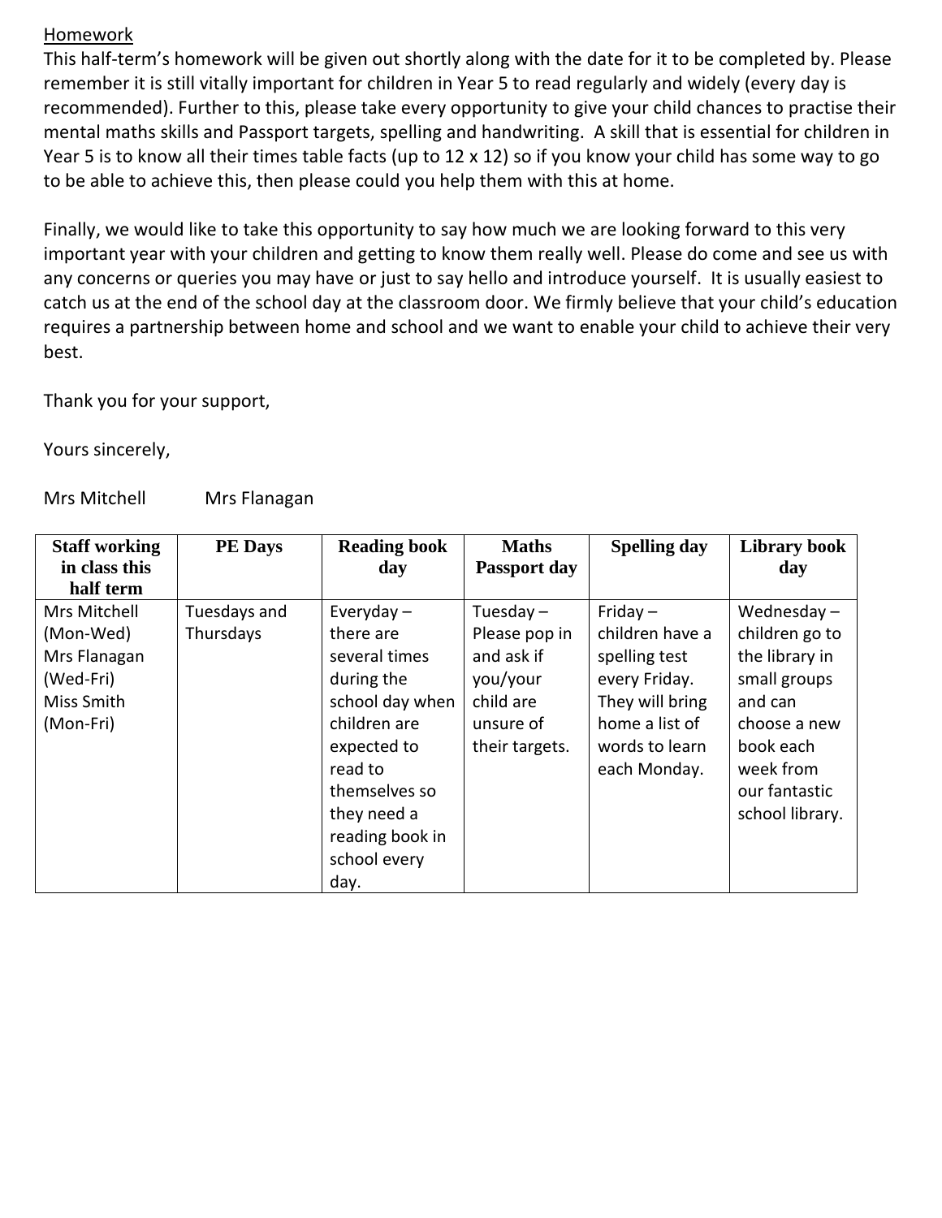Homework

This half-term's homework will be given out shortly along with the date for it to be completed by. Please remember it is still vitally important for children in Year 5 to read regularly and widely (every day is recommended). Further to this, please take every opportunity to give your child chances to practise their mental maths skills and Passport targets, spelling and handwriting. A skill that is essential for children in Year 5 is to know all their times table facts (up to 12 x 12) so if you know your child has some way to go to be able to achieve this, then please could you help them with this at home.

Finally, we would like to take this opportunity to say how much we are looking forward to this very important year with your children and getting to know them really well. Please do come and see us with any concerns or queries you may have or just to say hello and introduce yourself. It is usually easiest to catch us at the end of the school day at the classroom door. We firmly believe that your child's education requires a partnership between home and school and we want to enable your child to achieve their very best.

Thank you for your support,

Yours sincerely,

Mrs Mitchell Mrs Flanagan

| Staff working in class this half term | PE Days | Reading book day | Maths Passport day | Spelling day | Library book day |
|---|---|---|---|---|---|
| Mrs Mitchell (Mon-Wed) Mrs Flanagan (Wed-Fri) Miss Smith (Mon-Fri) | Tuesdays and Thursdays | Everyday – there are several times during the school day when children are expected to read to themselves so they need a reading book in school every day. | Tuesday – Please pop in and ask if you/your child are unsure of their targets. | Friday – children have a spelling test every Friday. They will bring home a list of words to learn each Monday. | Wednesday – children go to the library in small groups and can choose a new book each week from our fantastic school library. |